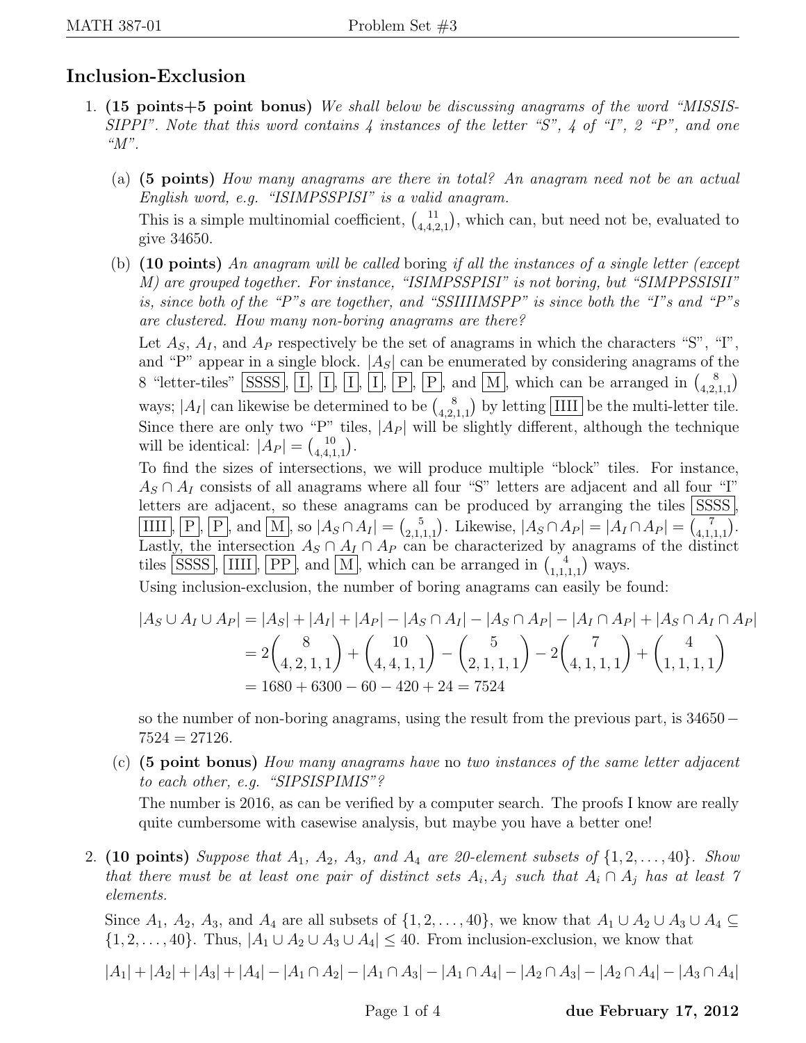## Inclusion-Exclusion

1. **(15 points+5 point bonus)** *We shall below be discussing anagrams of the word "MISSISSIPPI". Note that this word contains 4 instances of the letter "S", 4 of "I", 2 "P", and one "M".*

   (a) **(5 points)** *How many anagrams are there in total? An anagram need not be an actual English word, e.g. "ISIMPSSPISI" is a valid anagram.*

   This is a simple multinomial coefficient, $\binom{11}{4,4,2,1}$, which can, but need not be, evaluated to give 34650.

   (b) **(10 points)** *An anagram will be called* boring *if all the instances of a single letter (except M) are grouped together. For instance, "ISIMPSSPISI" is not boring, but "SIMPPSSISII" is, since both of the "P"s are together, and "SSIIIIMSPP" is since both the "I"s and "P"s are clustered. How many non-boring anagrams are there?*

   Let $A_S$, $A_I$, and $A_P$ respectively be the set of anagrams in which the characters "S", "I", and "P" appear in a single block. $|A_S|$ can be enumerated by considering anagrams of the 8 "letter-tiles" [SSSS], [I], [I], [I], [I], [P], [P], and [M], which can be arranged in $\binom{8}{4,2,1,1}$ ways; $|A_I|$ can likewise be determined to be $\binom{8}{4,2,1,1}$ by letting [IIII] be the multi-letter tile. Since there are only two "P" tiles, $|A_P|$ will be slightly different, although the technique will be identical: $|A_P| = \binom{10}{4,4,1,1}$.

   To find the sizes of intersections, we will produce multiple "block" tiles. For instance, $A_S \cap A_I$ consists of all anagrams where all four "S" letters are adjacent and all four "I" letters are adjacent, so these anagrams can be produced by arranging the tiles [SSSS], [IIII], [P], [P], and [M], so $|A_S \cap A_I| = \binom{5}{2,1,1,1}$. Likewise, $|A_S \cap A_P| = |A_I \cap A_P| = \binom{7}{4,1,1,1}$. Lastly, the intersection $A_S \cap A_I \cap A_P$ can be characterized by anagrams of the distinct tiles [SSSS], [IIII], [PP], and [M], which can be arranged in $\binom{4}{1,1,1,1}$ ways.

   Using inclusion-exclusion, the number of boring anagrams can easily be found:

   $$
   \begin{aligned}
   |A_S \cup A_I \cup A_P| &= |A_S| + |A_I| + |A_P| - |A_S \cap A_I| - |A_S \cap A_P| - |A_I \cap A_P| + |A_S \cap A_I \cap A_P| \\
   &= 2\binom{8}{4,2,1,1} + \binom{10}{4,4,1,1} - \binom{5}{2,1,1,1} - 2\binom{7}{4,1,1,1} + \binom{4}{1,1,1,1} \\
   &= 1680 + 6300 - 60 - 420 + 24 = 7524
   \end{aligned}
   $$

   so the number of non-boring anagrams, using the result from the previous part, is $34650 - 7524 = 27126$.

   (c) **(5 point bonus)** *How many anagrams have* no *two instances of the same letter adjacent to each other, e.g. "SIPSISPIMIS"?*

   The number is 2016, as can be verified by a computer search. The proofs I know are really quite cumbersome with casewise analysis, but maybe you have a better one!

2. **(10 points)** *Suppose that $A_1$, $A_2$, $A_3$, and $A_4$ are 20-element subsets of $\{1, 2, \ldots, 40\}$. Show that there must be at least one pair of distinct sets $A_i, A_j$ such that $A_i \cap A_j$ has at least 7 elements.*

   Since $A_1$, $A_2$, $A_3$, and $A_4$ are all subsets of $\{1, 2, \ldots, 40\}$, we know that $A_1 \cup A_2 \cup A_3 \cup A_4 \subseteq \{1, 2, \ldots, 40\}$. Thus, $|A_1 \cup A_2 \cup A_3 \cup A_4| \leq 40$. From inclusion-exclusion, we know that

   $$|A_1| + |A_2| + |A_3| + |A_4| - |A_1 \cap A_2| - |A_1 \cap A_3| - |A_1 \cap A_4| - |A_2 \cap A_3| - |A_2 \cap A_4| - |A_3 \cap A_4|$$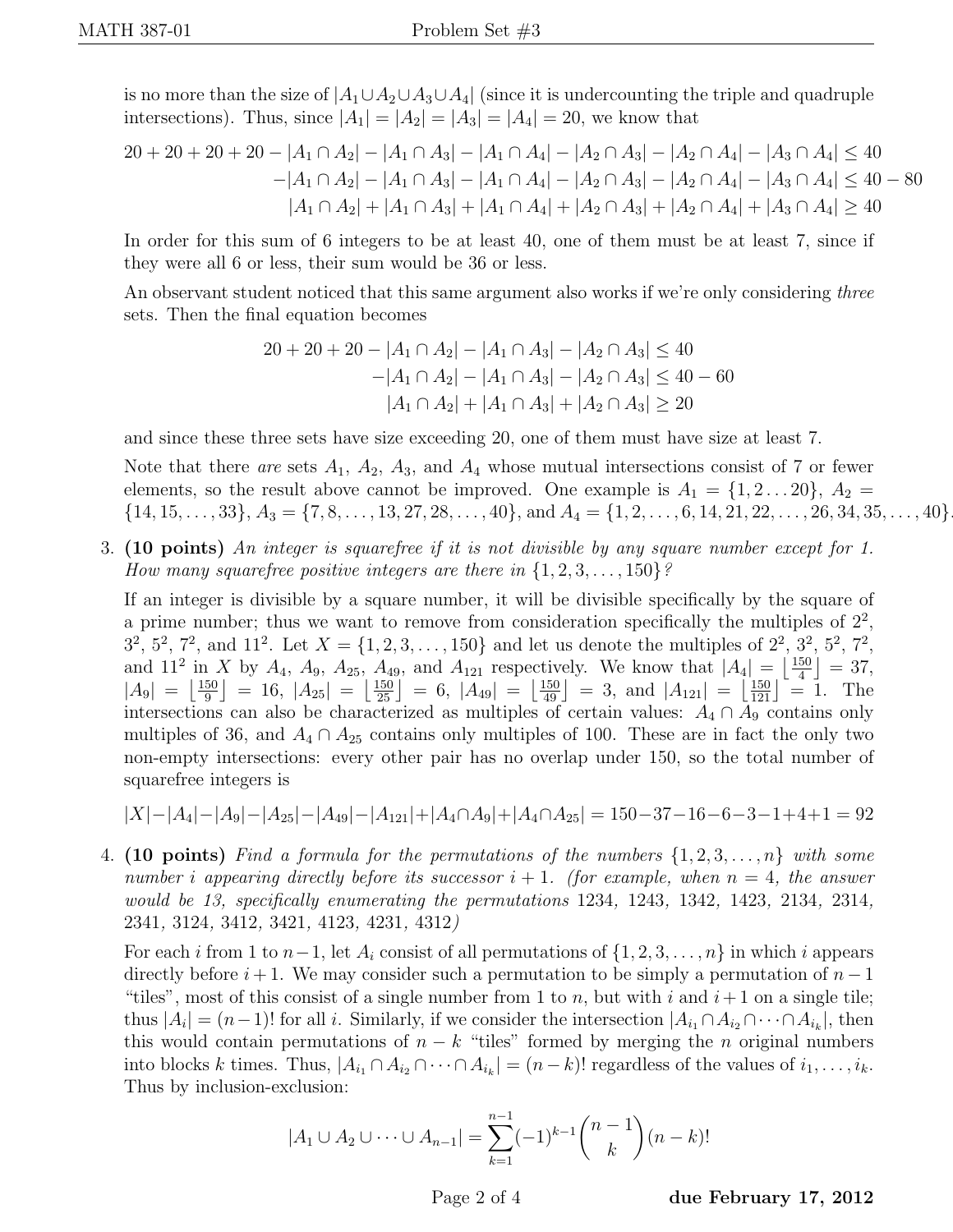is no more than the size of $|A_1 \cup A_2 \cup A_3 \cup A_4|$ (since it is undercounting the triple and quadruple intersections). Thus, since $|A_1| = |A_2| = |A_3| = |A_4| = 20$, we know that

$$
\begin{aligned}
20 + 20 + 20 + 20 - |A_1 \cap A_2| - |A_1 \cap A_3| - |A_1 \cap A_4| - |A_2 \cap A_3| - |A_2 \cap A_4| - |A_3 \cap A_4| &\leq 40 \\
-|A_1 \cap A_2| - |A_1 \cap A_3| - |A_1 \cap A_4| - |A_2 \cap A_3| - |A_2 \cap A_4| - |A_3 \cap A_4| &\leq 40 - 80 \\
|A_1 \cap A_2| + |A_1 \cap A_3| + |A_1 \cap A_4| + |A_2 \cap A_3| + |A_2 \cap A_4| + |A_3 \cap A_4| &\geq 40
\end{aligned}
$$

In order for this sum of 6 integers to be at least 40, one of them must be at least 7, since if they were all 6 or less, their sum would be 36 or less.

An observant student noticed that this same argument also works if we're only considering *three* sets. Then the final equation becomes

$$
\begin{aligned}
20 + 20 + 20 - |A_1 \cap A_2| - |A_1 \cap A_3| - |A_2 \cap A_3| &\leq 40 \\
-|A_1 \cap A_2| - |A_1 \cap A_3| - |A_2 \cap A_3| &\leq 40 - 60 \\
|A_1 \cap A_2| + |A_1 \cap A_3| + |A_2 \cap A_3| &\geq 20
\end{aligned}
$$

and since these three sets have size exceeding 20, one of them must have size at least 7.

Note that there *are* sets $A_1$, $A_2$, $A_3$, and $A_4$ whose mutual intersections consist of 7 or fewer elements, so the result above cannot be improved. One example is $A_1 = \{1, 2 \ldots 20\}$, $A_2 = \{14, 15, \ldots, 33\}$, $A_3 = \{7, 8, \ldots, 13, 27, 28, \ldots, 40\}$, and $A_4 = \{1, 2, \ldots, 6, 14, 21, 22, \ldots, 26, 34, 35, \ldots, 40\}$.

3. **(10 points)** *An integer is squarefree if it is not divisible by any square number except for 1. How many squarefree positive integers are there in $\{1, 2, 3, \ldots, 150\}$?*

   If an integer is divisible by a square number, it will be divisible specifically by the square of a prime number; thus we want to remove from consideration specifically the multiples of $2^2$, $3^2$, $5^2$, $7^2$, and $11^2$. Let $X = \{1, 2, 3, \ldots, 150\}$ and let us denote the multiples of $2^2$, $3^2$, $5^2$, $7^2$, and $11^2$ in $X$ by $A_4$, $A_9$, $A_{25}$, $A_{49}$, and $A_{121}$ respectively. We know that $|A_4| = \left\lfloor \frac{150}{4} \right\rfloor = 37$, $|A_9| = \left\lfloor \frac{150}{9} \right\rfloor = 16$, $|A_{25}| = \left\lfloor \frac{150}{25} \right\rfloor = 6$, $|A_{49}| = \left\lfloor \frac{150}{49} \right\rfloor = 3$, and $|A_{121}| = \left\lfloor \frac{150}{121} \right\rfloor = 1$. The intersections can also be characterized as multiples of certain values: $A_4 \cap A_9$ contains only multiples of 36, and $A_4 \cap A_{25}$ contains only multiples of 100. These are in fact the only two non-empty intersections: every other pair has no overlap under 150, so the total number of squarefree integers is

   $$|X| - |A_4| - |A_9| - |A_{25}| - |A_{49}| - |A_{121}| + |A_4 \cap A_9| + |A_4 \cap A_{25}| = 150 - 37 - 16 - 6 - 3 - 1 + 4 + 1 = 92$$

4. **(10 points)** *Find a formula for the permutations of the numbers $\{1, 2, 3, \ldots, n\}$ with some number $i$ appearing directly before its successor $i + 1$. (for example, when $n = 4$, the answer would be 13, specifically enumerating the permutations 1234, 1243, 1342, 1423, 2134, 2314, 2341, 3124, 3412, 3421, 4123, 4231, 4312)*

   For each $i$ from 1 to $n-1$, let $A_i$ consist of all permutations of $\{1, 2, 3, \ldots, n\}$ in which $i$ appears directly before $i+1$. We may consider such a permutation to be simply a permutation of $n-1$ "tiles", most of this consist of a single number from 1 to $n$, but with $i$ and $i+1$ on a single tile; thus $|A_i| = (n-1)!$ for all $i$. Similarly, if we consider the intersection $|A_{i_1} \cap A_{i_2} \cap \cdots \cap A_{i_k}|$, then this would contain permutations of $n - k$ "tiles" formed by merging the $n$ original numbers into blocks $k$ times. Thus, $|A_{i_1} \cap A_{i_2} \cap \cdots \cap A_{i_k}| = (n-k)!$ regardless of the values of $i_1, \ldots, i_k$. Thus by inclusion-exclusion:

   $$|A_1 \cup A_2 \cup \cdots \cup A_{n-1}| = \sum_{k=1}^{n-1} (-1)^{k-1} \binom{n-1}{k} (n-k)!$$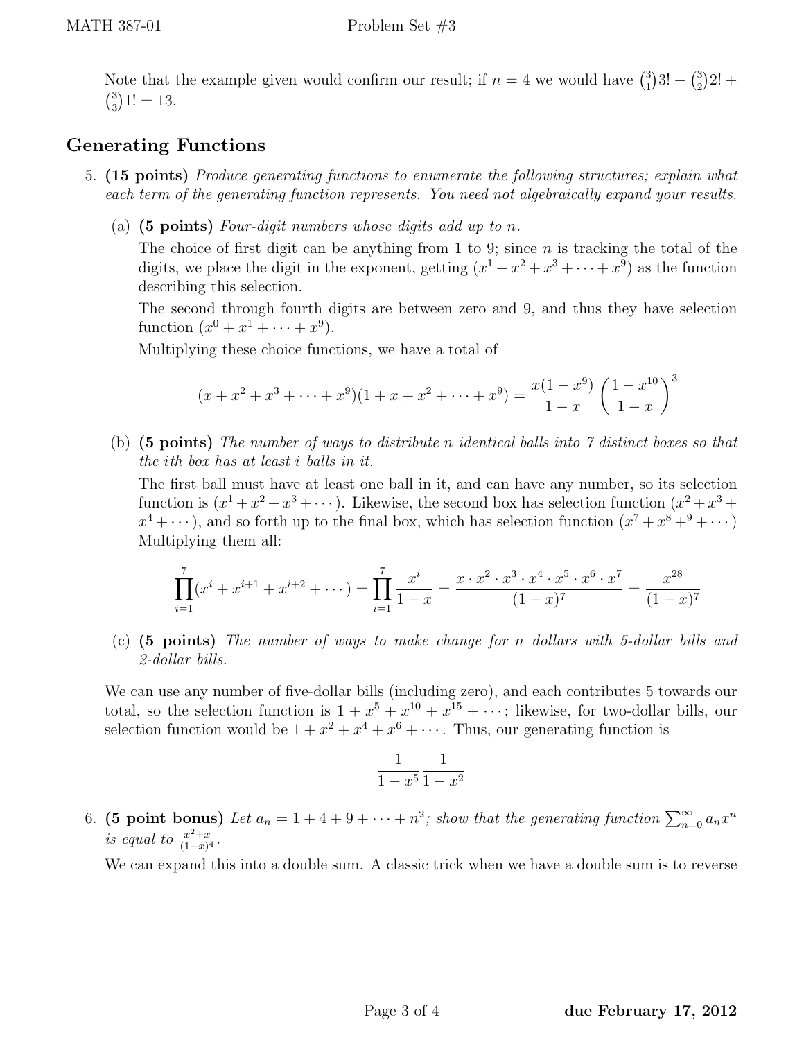Note that the example given would confirm our result; if $n = 4$ we would have $\binom{3}{1}3! - \binom{3}{2}2! + \binom{3}{3}1! = 13$.

## Generating Functions

5. **(15 points)** *Produce generating functions to enumerate the following structures; explain what each term of the generating function represents. You need not algebraically expand your results.*

   (a) **(5 points)** *Four-digit numbers whose digits add up to n.*

   The choice of first digit can be anything from 1 to 9; since $n$ is tracking the total of the digits, we place the digit in the exponent, getting $(x^1 + x^2 + x^3 + \cdots + x^9)$ as the function describing this selection.

   The second through fourth digits are between zero and 9, and thus they have selection function $(x^0 + x^1 + \cdots + x^9)$.

   Multiplying these choice functions, we have a total of

$$(x + x^2 + x^3 + \cdots + x^9)(1 + x + x^2 + \cdots + x^9) = \frac{x(1 - x^9)}{1 - x}\left(\frac{1 - x^{10}}{1 - x}\right)^3$$

   (b) **(5 points)** *The number of ways to distribute n identical balls into 7 distinct boxes so that the ith box has at least i balls in it.*

   The first ball must have at least one ball in it, and can have any number, so its selection function is $(x^1 + x^2 + x^3 + \cdots)$. Likewise, the second box has selection function $(x^2 + x^3 + x^4 + \cdots)$, and so forth up to the final box, which has selection function $(x^7 + x^8 +^9 + \cdots)$ Multiplying them all:

$$\prod_{i=1}^{7}(x^i + x^{i+1} + x^{i+2} + \cdots) = \prod_{i=1}^{7}\frac{x^i}{1-x} = \frac{x \cdot x^2 \cdot x^3 \cdot x^4 \cdot x^5 \cdot x^6 \cdot x^7}{(1-x)^7} = \frac{x^{28}}{(1-x)^7}$$

   (c) **(5 points)** *The number of ways to make change for n dollars with 5-dollar bills and 2-dollar bills.*

We can use any number of five-dollar bills (including zero), and each contributes 5 towards our total, so the selection function is $1 + x^5 + x^{10} + x^{15} + \cdots$; likewise, for two-dollar bills, our selection function would be $1 + x^2 + x^4 + x^6 + \cdots$. Thus, our generating function is

$$\frac{1}{1 - x^5}\frac{1}{1 - x^2}$$

6. **(5 point bonus)** *Let $a_n = 1 + 4 + 9 + \cdots + n^2$; show that the generating function $\sum_{n=0}^{\infty} a_n x^n$ is equal to $\frac{x^2+x}{(1-x)^4}$.*

   We can expand this into a double sum. A classic trick when we have a double sum is to reverse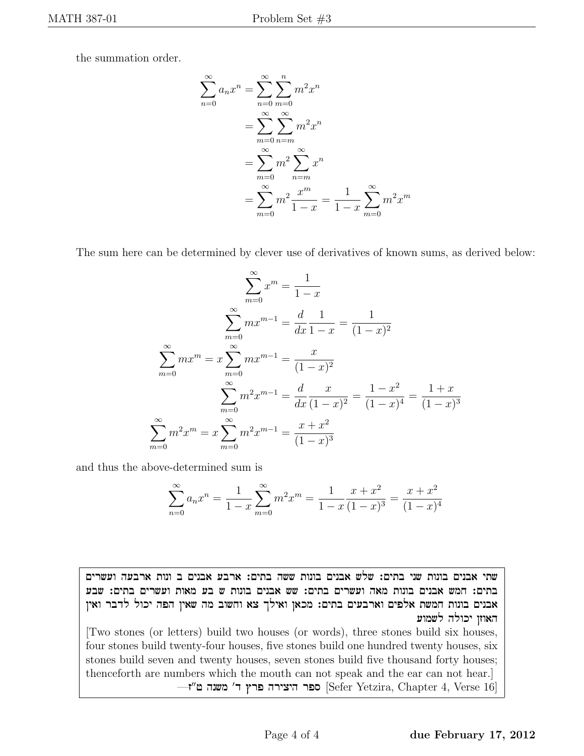the summation order.

$$
\begin{aligned}
\sum_{n=0}^{\infty} a_n x^n &= \sum_{n=0}^{\infty} \sum_{m=0}^{n} m^2 x^n \\
&= \sum_{m=0}^{\infty} \sum_{n=m}^{\infty} m^2 x^n \\
&= \sum_{m=0}^{\infty} m^2 \sum_{n=m}^{\infty} x^n \\
&= \sum_{m=0}^{\infty} m^2 \frac{x^m}{1-x} = \frac{1}{1-x} \sum_{m=0}^{\infty} m^2 x^m
\end{aligned}
$$

The sum here can be determined by clever use of derivatives of known sums, as derived below:

$$
\begin{aligned}
\sum_{m=0}^{\infty} x^m &= \frac{1}{1-x} \\
\sum_{m=0}^{\infty} m x^{m-1} &= \frac{d}{dx} \frac{1}{1-x} = \frac{1}{(1-x)^2} \\
\sum_{m=0}^{\infty} m x^m = x \sum_{m=0}^{\infty} m x^{m-1} &= \frac{x}{(1-x)^2} \\
\sum_{m=0}^{\infty} m^2 x^{m-1} &= \frac{d}{dx} \frac{x}{(1-x)^2} = \frac{1-x^2}{(1-x)^4} = \frac{1+x}{(1-x)^3} \\
\sum_{m=0}^{\infty} m^2 x^m = x \sum_{m=0}^{\infty} m^2 x^{m-1} &= \frac{x+x^2}{(1-x)^3}
\end{aligned}
$$

and thus the above-determined sum is

$$
\sum_{n=0}^{\infty} a_n x^n = \frac{1}{1-x} \sum_{m=0}^{\infty} m^2 x^m = \frac{1}{1-x} \frac{x+x^2}{(1-x)^3} = \frac{x+x^2}{(1-x)^4}
$$

> שתי אבנים בונות שני בתים: שלש אבנים בונות ששה בתים: ארבע אבנים ב ונות ארבעה ועשרים בתים: חמש אבנים בונות מאה ועשרים בתים: שש אבנים בונות ש בע מאות ועשרים בתים: שבע אבנים בונות חמשת אלפים וארבעים בתים: מכאן ואילך צא וחשוב מה שאין הפה יכול לדבר ואין האוזן יכולה לשמוע
>
> [Two stones (or letters) build two houses (or words), three stones build six houses, four stones build twenty-four houses, five stones build one hundred twenty houses, six stones build seven and twenty houses, seven stones build five thousand forty houses; thenceforth are numbers which the mouth can not speak and the ear can not hear.]
>
> —ספר היצירה פרק ד׳ משנה ט״ז [Sefer Yetzira, Chapter 4, Verse 16]